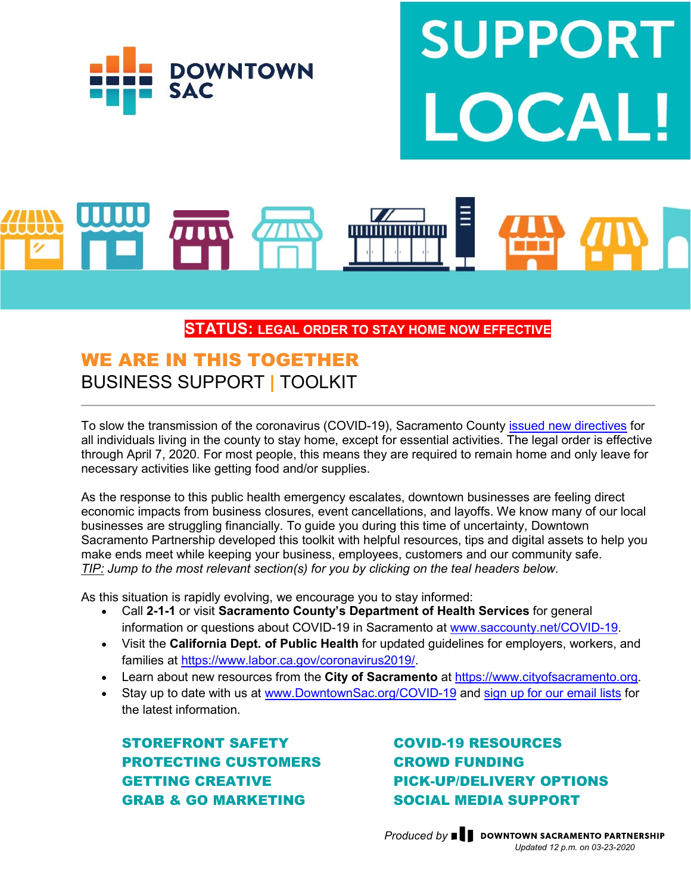DOWNTOWN SAC

# SUPPORT LOCAL!

**STATUS: LEGAL ORDER TO STAY HOME NOW EFFECTIVE**

## WE ARE IN THIS TOGETHER

BUSINESS SUPPORT | TOOLKIT

To slow the transmission of the coronavirus (COVID-19), Sacramento County issued new directives for all individuals living in the county to stay home, except for essential activities. The legal order is effective through April 7, 2020. For most people, this means they are required to remain home and only leave for necessary activities like getting food and/or supplies.

As the response to this public health emergency escalates, downtown businesses are feeling direct economic impacts from business closures, event cancellations, and layoffs. We know many of our local businesses are struggling financially. To guide you during this time of uncertainty, Downtown Sacramento Partnership developed this toolkit with helpful resources, tips and digital assets to help you make ends meet while keeping your business, employees, customers and our community safe.
*TIP: Jump to the most relevant section(s) for you by clicking on the teal headers below.*

As this situation is rapidly evolving, we encourage you to stay informed:

- Call **2-1-1** or visit **Sacramento County's Department of Health Services** for general information or questions about COVID-19 in Sacramento at www.saccounty.net/COVID-19.
- Visit the **California Dept. of Public Health** for updated guidelines for employers, workers, and families at https://www.labor.ca.gov/coronavirus2019/.
- Learn about new resources from the **City of Sacramento** at https://www.cityofsacramento.org.
- Stay up to date with us at www.DowntownSac.org/COVID-19 and sign up for our email lists for the latest information.

**STOREFRONT SAFETY**
**PROTECTING CUSTOMERS**
**GETTING CREATIVE**
**GRAB & GO MARKETING**
**COVID-19 RESOURCES**
**CROWD FUNDING**
**PICK-UP/DELIVERY OPTIONS**
**SOCIAL MEDIA SUPPORT**

*Produced by* DOWNTOWN SACRAMENTO PARTNERSHIP
*Updated 12 p.m. on 03-23-2020*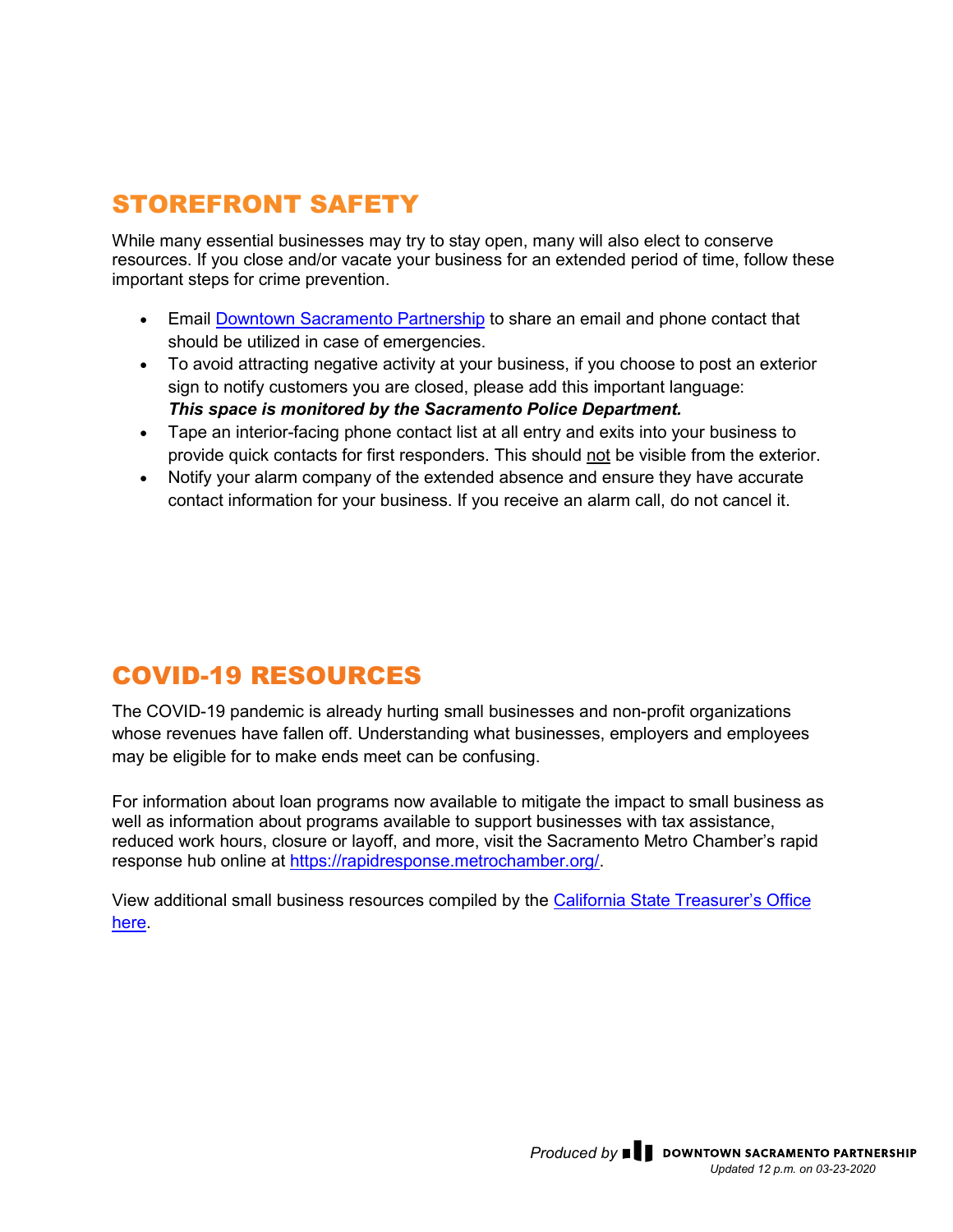## STOREFRONT SAFETY

While many essential businesses may try to stay open, many will also elect to conserve resources. If you close and/or vacate your business for an extended period of time, follow these important steps for crime prevention.

- Email Downtown Sacramento Partnership to share an email and phone contact that should be utilized in case of emergencies.
- To avoid attracting negative activity at your business, if you choose to post an exterior sign to notify customers you are closed, please add this important language: ***This space is monitored by the Sacramento Police Department.***
- Tape an interior-facing phone contact list at all entry and exits into your business to provide quick contacts for first responders. This should not be visible from the exterior.
- Notify your alarm company of the extended absence and ensure they have accurate contact information for your business. If you receive an alarm call, do not cancel it.

## COVID-19 RESOURCES

The COVID-19 pandemic is already hurting small businesses and non-profit organizations whose revenues have fallen off. Understanding what businesses, employers and employees may be eligible for to make ends meet can be confusing.

For information about loan programs now available to mitigate the impact to small business as well as information about programs available to support businesses with tax assistance, reduced work hours, closure or layoff, and more, visit the Sacramento Metro Chamber's rapid response hub online at https://rapidresponse.metrochamber.org/.

View additional small business resources compiled by the California State Treasurer's Office here.

*Produced by* DOWNTOWN SACRAMENTO PARTNERSHIP
*Updated 12 p.m. on 03-23-2020*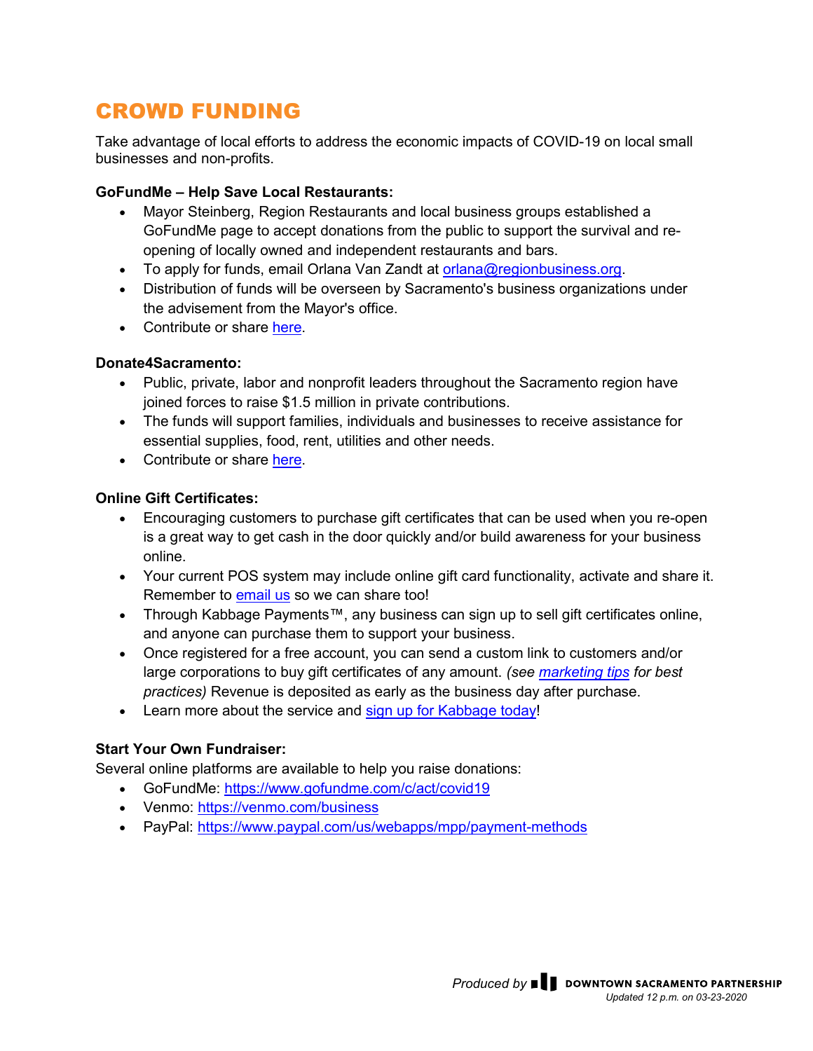# CROWD FUNDING

Take advantage of local efforts to address the economic impacts of COVID-19 on local small businesses and non-profits.

**GoFundMe – Help Save Local Restaurants:**

- Mayor Steinberg, Region Restaurants and local business groups established a GoFundMe page to accept donations from the public to support the survival and re-opening of locally owned and independent restaurants and bars.
- To apply for funds, email Orlana Van Zandt at orlana@regionbusiness.org.
- Distribution of funds will be overseen by Sacramento's business organizations under the advisement from the Mayor's office.
- Contribute or share here.

**Donate4Sacramento:**

- Public, private, labor and nonprofit leaders throughout the Sacramento region have joined forces to raise $1.5 million in private contributions.
- The funds will support families, individuals and businesses to receive assistance for essential supplies, food, rent, utilities and other needs.
- Contribute or share here.

**Online Gift Certificates:**

- Encouraging customers to purchase gift certificates that can be used when you re-open is a great way to get cash in the door quickly and/or build awareness for your business online.
- Your current POS system may include online gift card functionality, activate and share it. Remember to email us so we can share too!
- Through Kabbage Payments™, any business can sign up to sell gift certificates online, and anyone can purchase them to support your business.
- Once registered for a free account, you can send a custom link to customers and/or large corporations to buy gift certificates of any amount. *(see marketing tips for best practices)* Revenue is deposited as early as the business day after purchase.
- Learn more about the service and sign up for Kabbage today!

**Start Your Own Fundraiser:**

Several online platforms are available to help you raise donations:

- GoFundMe: https://www.gofundme.com/c/act/covid19
- Venmo: https://venmo.com/business
- PayPal: https://www.paypal.com/us/webapps/mpp/payment-methods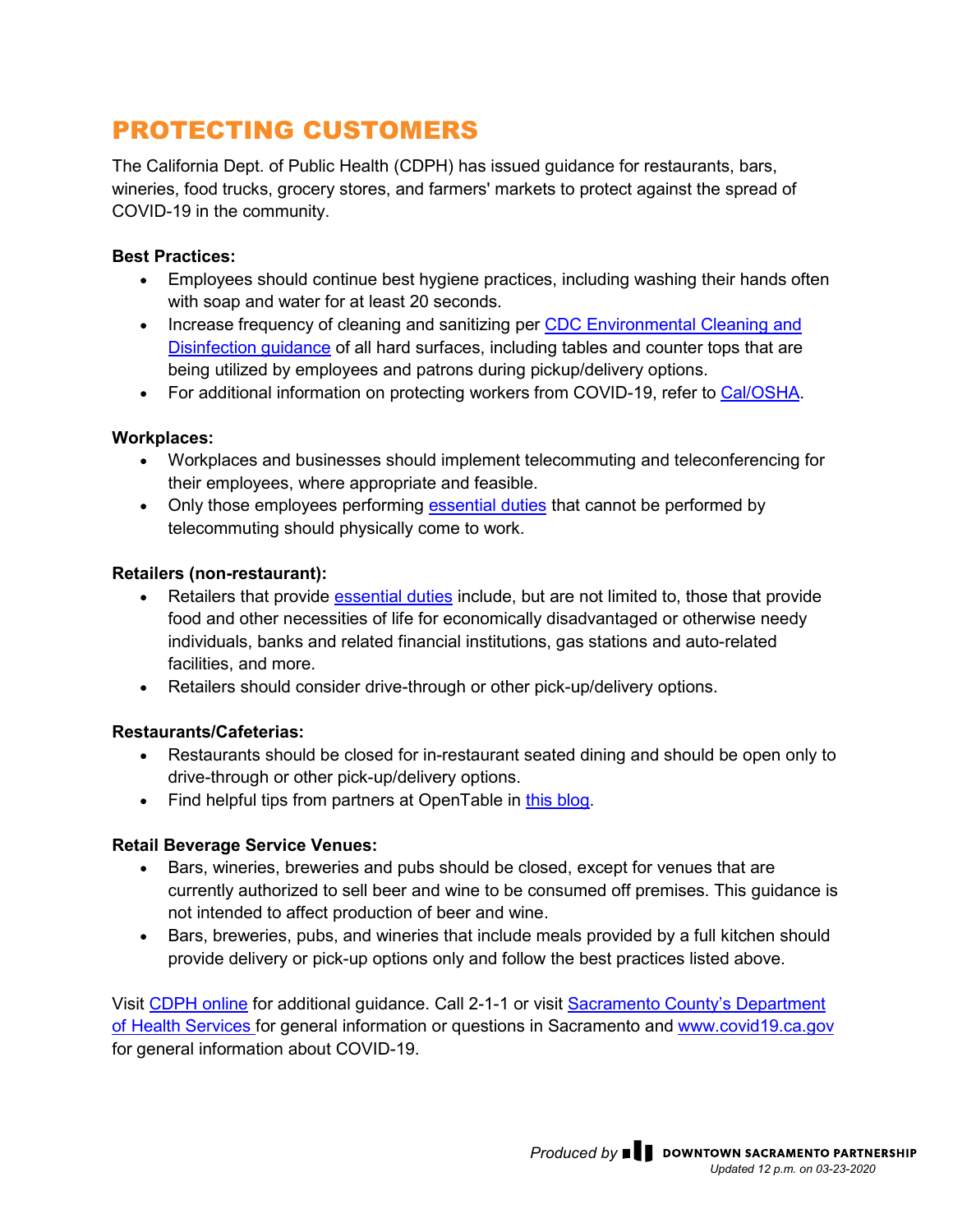# PROTECTING CUSTOMERS

The California Dept. of Public Health (CDPH) has issued guidance for restaurants, bars, wineries, food trucks, grocery stores, and farmers' markets to protect against the spread of COVID-19 in the community.

**Best Practices:**

- Employees should continue best hygiene practices, including washing their hands often with soap and water for at least 20 seconds.
- Increase frequency of cleaning and sanitizing per CDC Environmental Cleaning and Disinfection guidance of all hard surfaces, including tables and counter tops that are being utilized by employees and patrons during pickup/delivery options.
- For additional information on protecting workers from COVID-19, refer to Cal/OSHA.

**Workplaces:**

- Workplaces and businesses should implement telecommuting and teleconferencing for their employees, where appropriate and feasible.
- Only those employees performing essential duties that cannot be performed by telecommuting should physically come to work.

**Retailers (non-restaurant):**

- Retailers that provide essential duties include, but are not limited to, those that provide food and other necessities of life for economically disadvantaged or otherwise needy individuals, banks and related financial institutions, gas stations and auto-related facilities, and more.
- Retailers should consider drive-through or other pick-up/delivery options.

**Restaurants/Cafeterias:**

- Restaurants should be closed for in-restaurant seated dining and should be open only to drive-through or other pick-up/delivery options.
- Find helpful tips from partners at OpenTable in this blog.

**Retail Beverage Service Venues:**

- Bars, wineries, breweries and pubs should be closed, except for venues that are currently authorized to sell beer and wine to be consumed off premises. This guidance is not intended to affect production of beer and wine.
- Bars, breweries, pubs, and wineries that include meals provided by a full kitchen should provide delivery or pick-up options only and follow the best practices listed above.

Visit CDPH online for additional guidance. Call 2-1-1 or visit Sacramento County's Department of Health Services for general information or questions in Sacramento and www.covid19.ca.gov for general information about COVID-19.

*Produced by* DOWNTOWN SACRAMENTO PARTNERSHIP
*Updated 12 p.m. on 03-23-2020*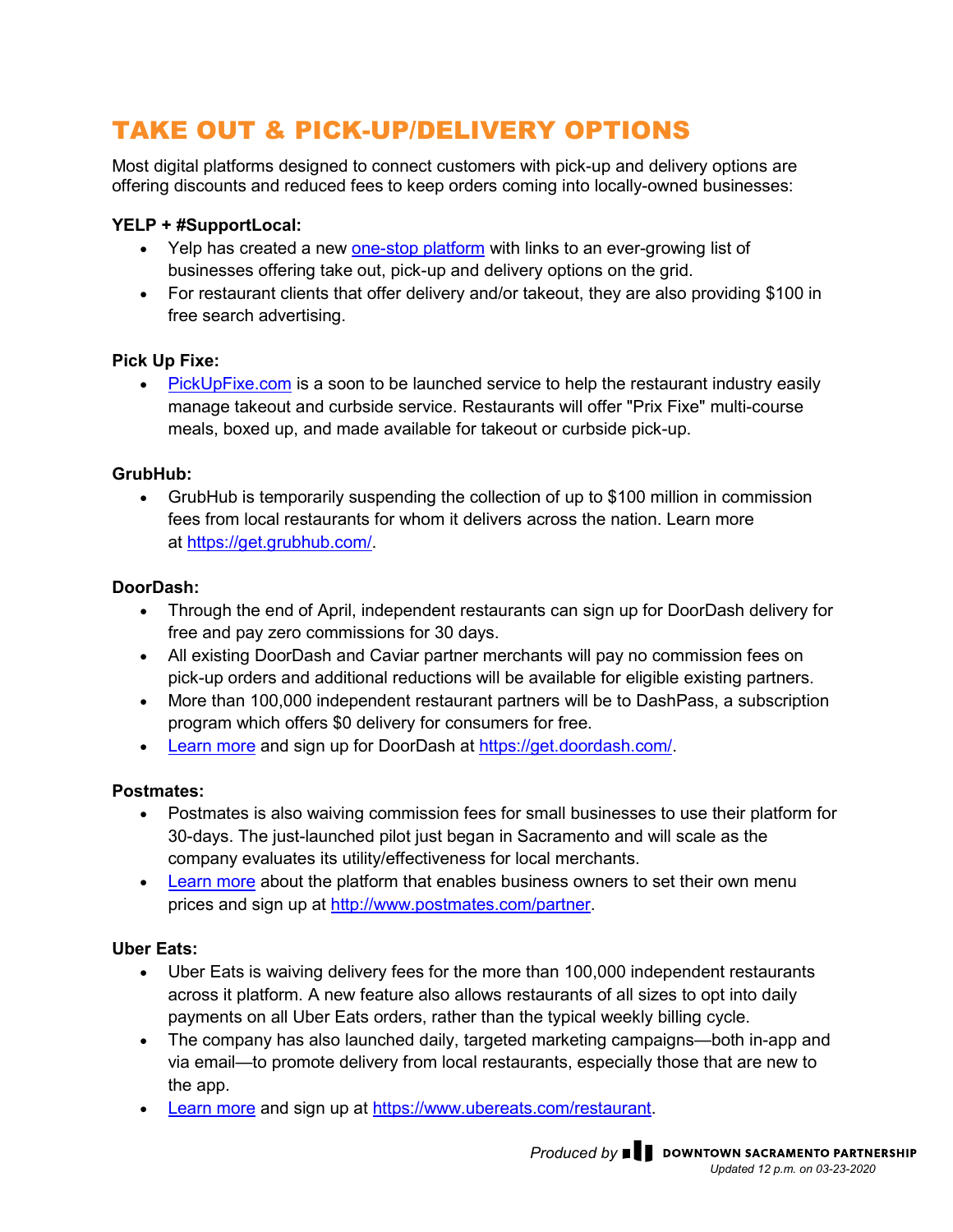# TAKE OUT & PICK-UP/DELIVERY OPTIONS

Most digital platforms designed to connect customers with pick-up and delivery options are offering discounts and reduced fees to keep orders coming into locally-owned businesses:

**YELP + #SupportLocal:**

- Yelp has created a new [one-stop platform]() with links to an ever-growing list of businesses offering take out, pick-up and delivery options on the grid.
- For restaurant clients that offer delivery and/or takeout, they are also providing $100 in free search advertising.

**Pick Up Fixe:**

- [PickUpFixe.com]() is a soon to be launched service to help the restaurant industry easily manage takeout and curbside service. Restaurants will offer "Prix Fixe" multi-course meals, boxed up, and made available for takeout or curbside pick-up.

**GrubHub:**

- GrubHub is temporarily suspending the collection of up to $100 million in commission fees from local restaurants for whom it delivers across the nation. Learn more at [https://get.grubhub.com/](https://get.grubhub.com/).

**DoorDash:**

- Through the end of April, independent restaurants can sign up for DoorDash delivery for free and pay zero commissions for 30 days.
- All existing DoorDash and Caviar partner merchants will pay no commission fees on pick-up orders and additional reductions will be available for eligible existing partners.
- More than 100,000 independent restaurant partners will be to DashPass, a subscription program which offers $0 delivery for consumers for free.
- [Learn more]() and sign up for DoorDash at [https://get.doordash.com/](https://get.doordash.com/).

**Postmates:**

- Postmates is also waiving commission fees for small businesses to use their platform for 30-days. The just-launched pilot just began in Sacramento and will scale as the company evaluates its utility/effectiveness for local merchants.
- [Learn more]() about the platform that enables business owners to set their own menu prices and sign up at [http://www.postmates.com/partner](http://www.postmates.com/partner).

**Uber Eats:**

- Uber Eats is waiving delivery fees for the more than 100,000 independent restaurants across it platform. A new feature also allows restaurants of all sizes to opt into daily payments on all Uber Eats orders, rather than the typical weekly billing cycle.
- The company has also launched daily, targeted marketing campaigns—both in-app and via email—to promote delivery from local restaurants, especially those that are new to the app.
- [Learn more]() and sign up at [https://www.ubereats.com/restaurant](https://www.ubereats.com/restaurant).

*Produced by* DOWNTOWN SACRAMENTO PARTNERSHIP
*Updated 12 p.m. on 03-23-2020*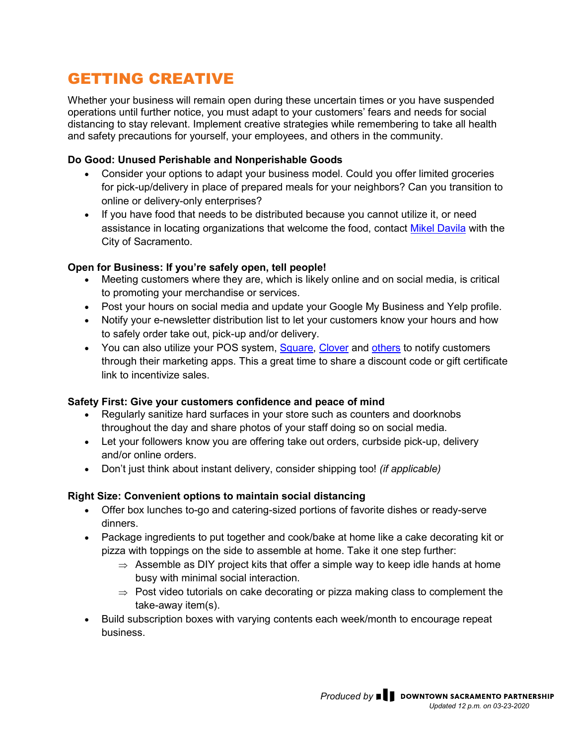# GETTING CREATIVE

Whether your business will remain open during these uncertain times or you have suspended operations until further notice, you must adapt to your customers' fears and needs for social distancing to stay relevant. Implement creative strategies while remembering to take all health and safety precautions for yourself, your employees, and others in the community.

**Do Good: Unused Perishable and Nonperishable Goods**

- Consider your options to adapt your business model. Could you offer limited groceries for pick-up/delivery in place of prepared meals for your neighbors? Can you transition to online or delivery-only enterprises?
- If you have food that needs to be distributed because you cannot utilize it, or need assistance in locating organizations that welcome the food, contact Mikel Davila with the City of Sacramento.

**Open for Business: If you're safely open, tell people!**

- Meeting customers where they are, which is likely online and on social media, is critical to promoting your merchandise or services.
- Post your hours on social media and update your Google My Business and Yelp profile.
- Notify your e-newsletter distribution list to let your customers know your hours and how to safely order take out, pick-up and/or delivery.
- You can also utilize your POS system, Square, Clover and others to notify customers through their marketing apps. This a great time to share a discount code or gift certificate link to incentivize sales.

**Safety First: Give your customers confidence and peace of mind**

- Regularly sanitize hard surfaces in your store such as counters and doorknobs throughout the day and share photos of your staff doing so on social media.
- Let your followers know you are offering take out orders, curbside pick-up, delivery and/or online orders.
- Don't just think about instant delivery, consider shipping too! *(if applicable)*

**Right Size: Convenient options to maintain social distancing**

- Offer box lunches to-go and catering-sized portions of favorite dishes or ready-serve dinners.
- Package ingredients to put together and cook/bake at home like a cake decorating kit or pizza with toppings on the side to assemble at home. Take it one step further:
  - ⇒ Assemble as DIY project kits that offer a simple way to keep idle hands at home busy with minimal social interaction.
  - ⇒ Post video tutorials on cake decorating or pizza making class to complement the take-away item(s).
- Build subscription boxes with varying contents each week/month to encourage repeat business.

*Produced by* DOWNTOWN SACRAMENTO PARTNERSHIP
*Updated 12 p.m. on 03-23-2020*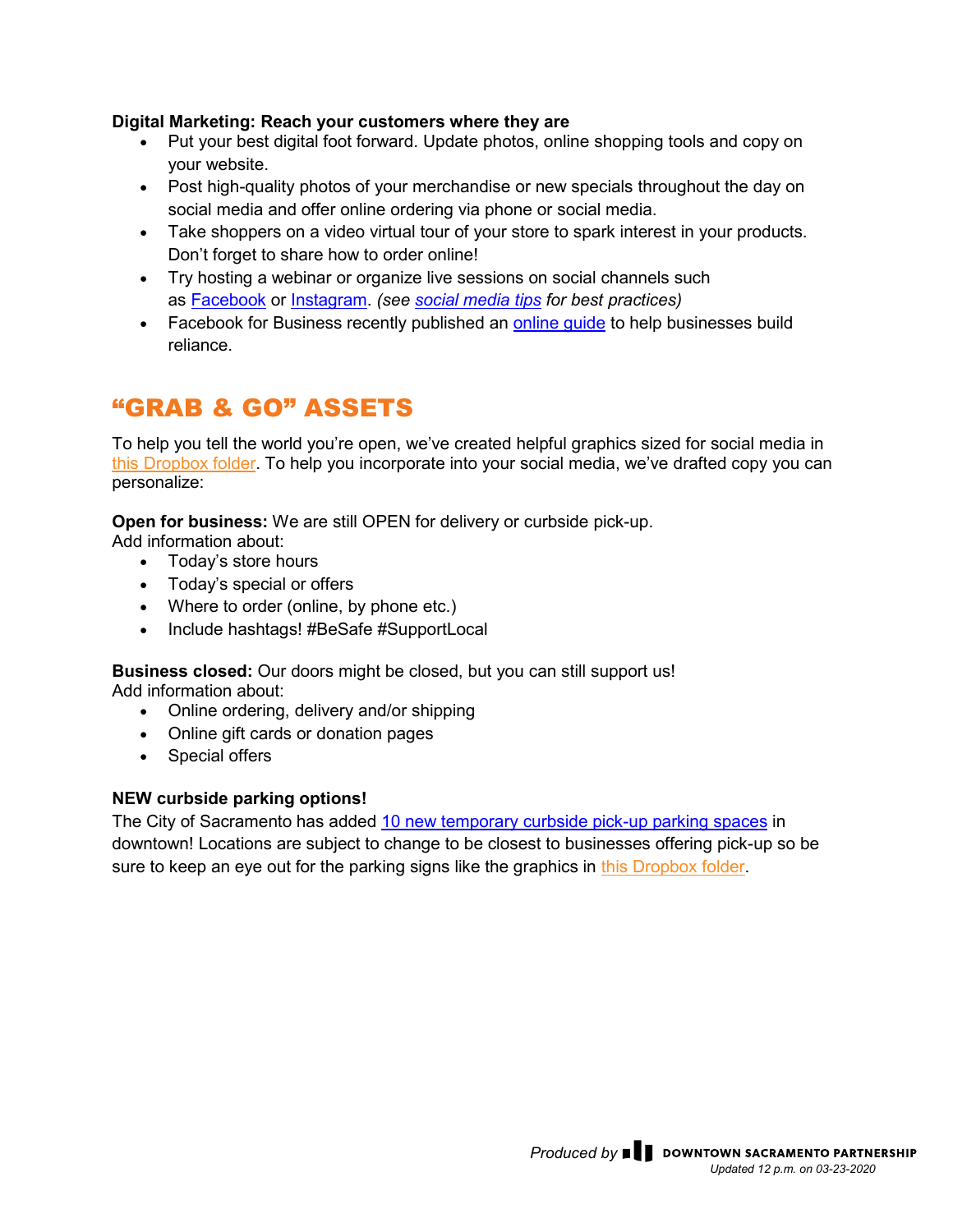**Digital Marketing: Reach your customers where they are**

- Put your best digital foot forward. Update photos, online shopping tools and copy on your website.
- Post high-quality photos of your merchandise or new specials throughout the day on social media and offer online ordering via phone or social media.
- Take shoppers on a video virtual tour of your store to spark interest in your products. Don't forget to share how to order online!
- Try hosting a webinar or organize live sessions on social channels such as Facebook or Instagram. *(see social media tips for best practices)*
- Facebook for Business recently published an online guide to help businesses build reliance.

## "GRAB & GO" ASSETS

To help you tell the world you're open, we've created helpful graphics sized for social media in this Dropbox folder. To help you incorporate into your social media, we've drafted copy you can personalize:

**Open for business:** We are still OPEN for delivery or curbside pick-up.
Add information about:

- Today's store hours
- Today's special or offers
- Where to order (online, by phone etc.)
- Include hashtags! #BeSafe #SupportLocal

**Business closed:** Our doors might be closed, but you can still support us!
Add information about:

- Online ordering, delivery and/or shipping
- Online gift cards or donation pages
- Special offers

**NEW curbside parking options!**

The City of Sacramento has added 10 new temporary curbside pick-up parking spaces in downtown! Locations are subject to change to be closest to businesses offering pick-up so be sure to keep an eye out for the parking signs like the graphics in this Dropbox folder.

*Produced by* DOWNTOWN SACRAMENTO PARTNERSHIP
*Updated 12 p.m. on 03-23-2020*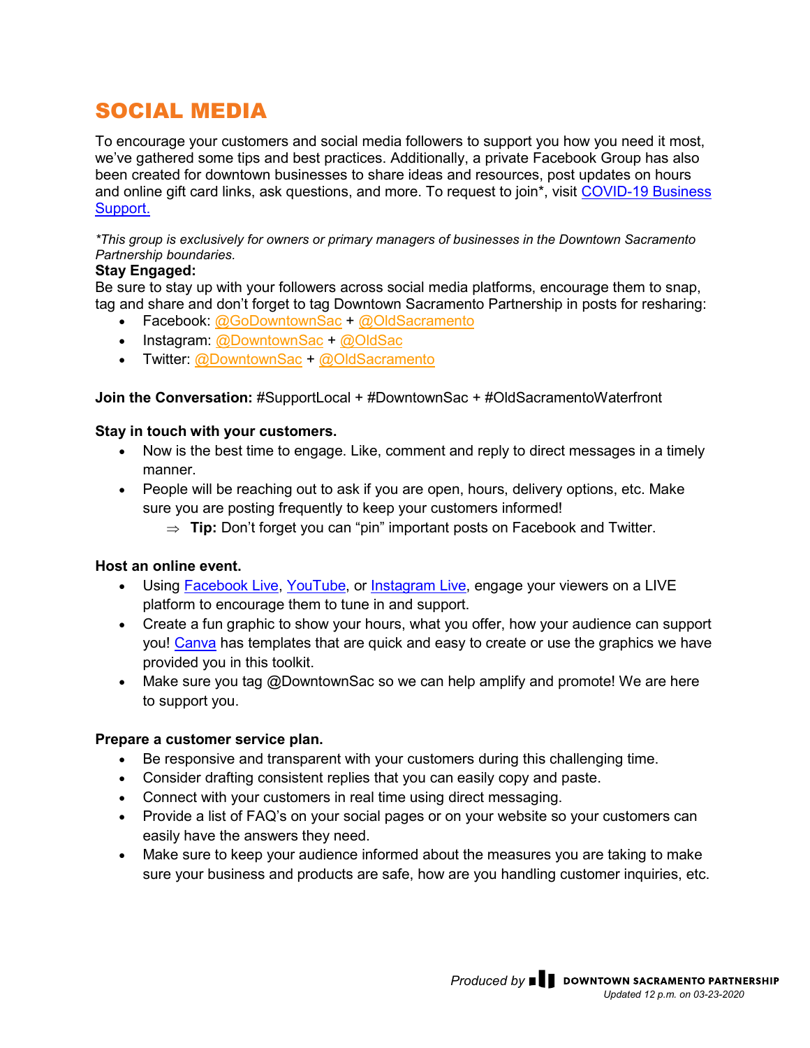# SOCIAL MEDIA

To encourage your customers and social media followers to support you how you need it most, we've gathered some tips and best practices. Additionally, a private Facebook Group has also been created for downtown businesses to share ideas and resources, post updates on hours and online gift card links, ask questions, and more. To request to join*, visit COVID-19 Business Support.

*\*This group is exclusively for owners or primary managers of businesses in the Downtown Sacramento Partnership boundaries.*

**Stay Engaged:**
Be sure to stay up with your followers across social media platforms, encourage them to snap, tag and share and don't forget to tag Downtown Sacramento Partnership in posts for resharing:

- Facebook: @GoDowntownSac + @OldSacramento
- Instagram: @DowntownSac + @OldSac
- Twitter: @DowntownSac + @OldSacramento

**Join the Conversation:** #SupportLocal + #DowntownSac + #OldSacramentoWaterfront

**Stay in touch with your customers.**

- Now is the best time to engage. Like, comment and reply to direct messages in a timely manner.
- People will be reaching out to ask if you are open, hours, delivery options, etc. Make sure you are posting frequently to keep your customers informed!
  - ⇒ **Tip:** Don't forget you can "pin" important posts on Facebook and Twitter.

**Host an online event.**

- Using Facebook Live, YouTube, or Instagram Live, engage your viewers on a LIVE platform to encourage them to tune in and support.
- Create a fun graphic to show your hours, what you offer, how your audience can support you! Canva has templates that are quick and easy to create or use the graphics we have provided you in this toolkit.
- Make sure you tag @DowntownSac so we can help amplify and promote! We are here to support you.

**Prepare a customer service plan.**

- Be responsive and transparent with your customers during this challenging time.
- Consider drafting consistent replies that you can easily copy and paste.
- Connect with your customers in real time using direct messaging.
- Provide a list of FAQ's on your social pages or on your website so your customers can easily have the answers they need.
- Make sure to keep your audience informed about the measures you are taking to make sure your business and products are safe, how are you handling customer inquiries, etc.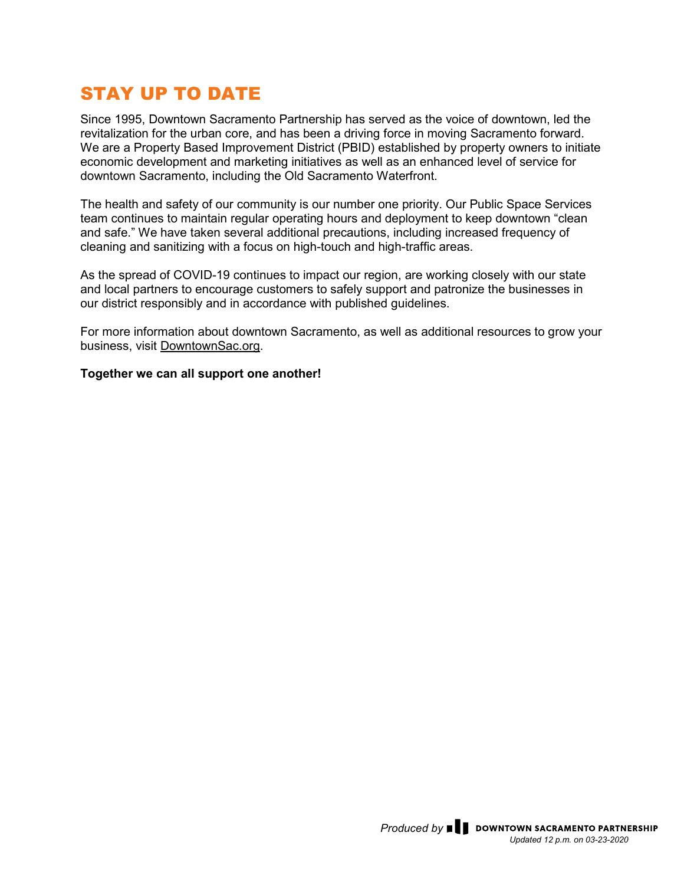## STAY UP TO DATE

Since 1995, Downtown Sacramento Partnership has served as the voice of downtown, led the revitalization for the urban core, and has been a driving force in moving Sacramento forward. We are a Property Based Improvement District (PBID) established by property owners to initiate economic development and marketing initiatives as well as an enhanced level of service for downtown Sacramento, including the Old Sacramento Waterfront.

The health and safety of our community is our number one priority. Our Public Space Services team continues to maintain regular operating hours and deployment to keep downtown "clean and safe." We have taken several additional precautions, including increased frequency of cleaning and sanitizing with a focus on high-touch and high-traffic areas.

As the spread of COVID-19 continues to impact our region, are working closely with our state and local partners to encourage customers to safely support and patronize the businesses in our district responsibly and in accordance with published guidelines.

For more information about downtown Sacramento, as well as additional resources to grow your business, visit DowntownSac.org.

**Together we can all support one another!**

*Produced by* DOWNTOWN SACRAMENTO PARTNERSHIP
*Updated 12 p.m. on 03-23-2020*